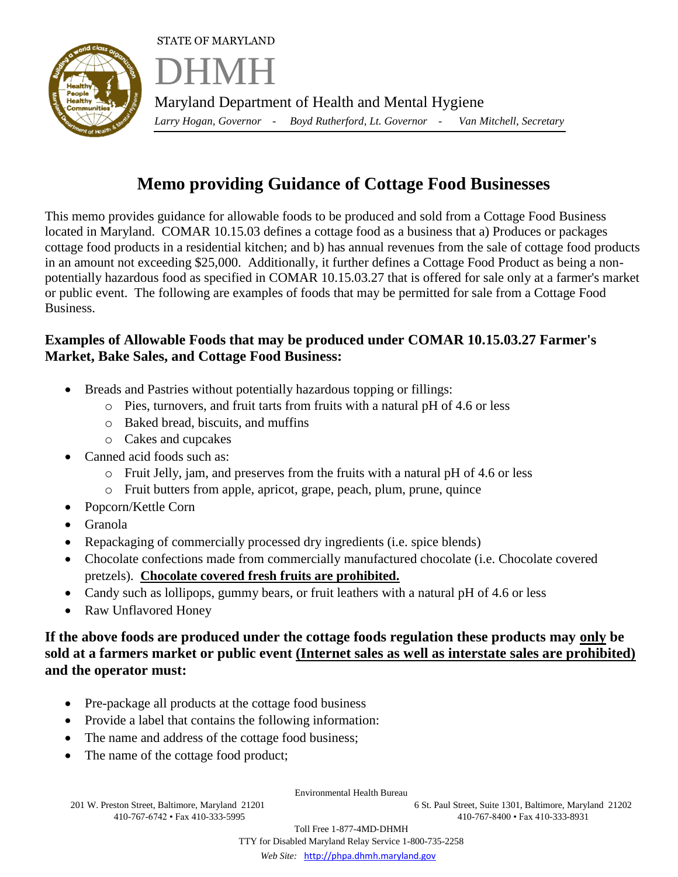STATE OF MARYLAND

DHMH

Maryland Department of Health and Mental Hygiene

*Larry Hogan, Governor - Boyd Rutherford, Lt. Governor - Van Mitchell, Secretary*

# Memo providing Guidance of Cottage Food Businesses

This memo provides guidance for allowable foods to be produced and sold from a Cottage Food Business located in Maryland. COMAR 10.15.03 defines a cottage food as a business that a) Produces or packages cottage food products in a residential kitchen; and b) has annual revenues from the sale of cottage food products in an amount not exceeding $25,000. Additionally, it further defines a Cottage Food Product as being a non-potentially hazardous food as specified in COMAR 10.15.03.27 that is offered for sale only at a farmer's market or public event. The following are examples of foods that may be permitted for sale from a Cottage Food Business.

### Examples of Allowable Foods that may be produced under COMAR 10.15.03.27 Farmer's Market, Bake Sales, and Cottage Food Business:

- Breads and Pastries without potentially hazardous topping or fillings:
  - Pies, turnovers, and fruit tarts from fruits with a natural pH of 4.6 or less
  - Baked bread, biscuits, and muffins
  - Cakes and cupcakes
- Canned acid foods such as:
  - Fruit Jelly, jam, and preserves from the fruits with a natural pH of 4.6 or less
  - Fruit butters from apple, apricot, grape, peach, plum, prune, quince
- Popcorn/Kettle Corn
- Granola
- Repackaging of commercially processed dry ingredients (i.e. spice blends)
- Chocolate confections made from commercially manufactured chocolate (i.e. Chocolate covered pretzels). <u>**Chocolate covered fresh fruits are prohibited.**</u>
- Candy such as lollipops, gummy bears, or fruit leathers with a natural pH of 4.6 or less
- Raw Unflavored Honey

**If the above foods are produced under the cottage foods regulation these products may <u>only</u> be sold at a farmers market or public event <u>(Internet sales as well as interstate sales are prohibited)</u> and the operator must:**

- Pre-package all products at the cottage food business
- Provide a label that contains the following information:
- The name and address of the cottage food business;
- The name of the cottage food product;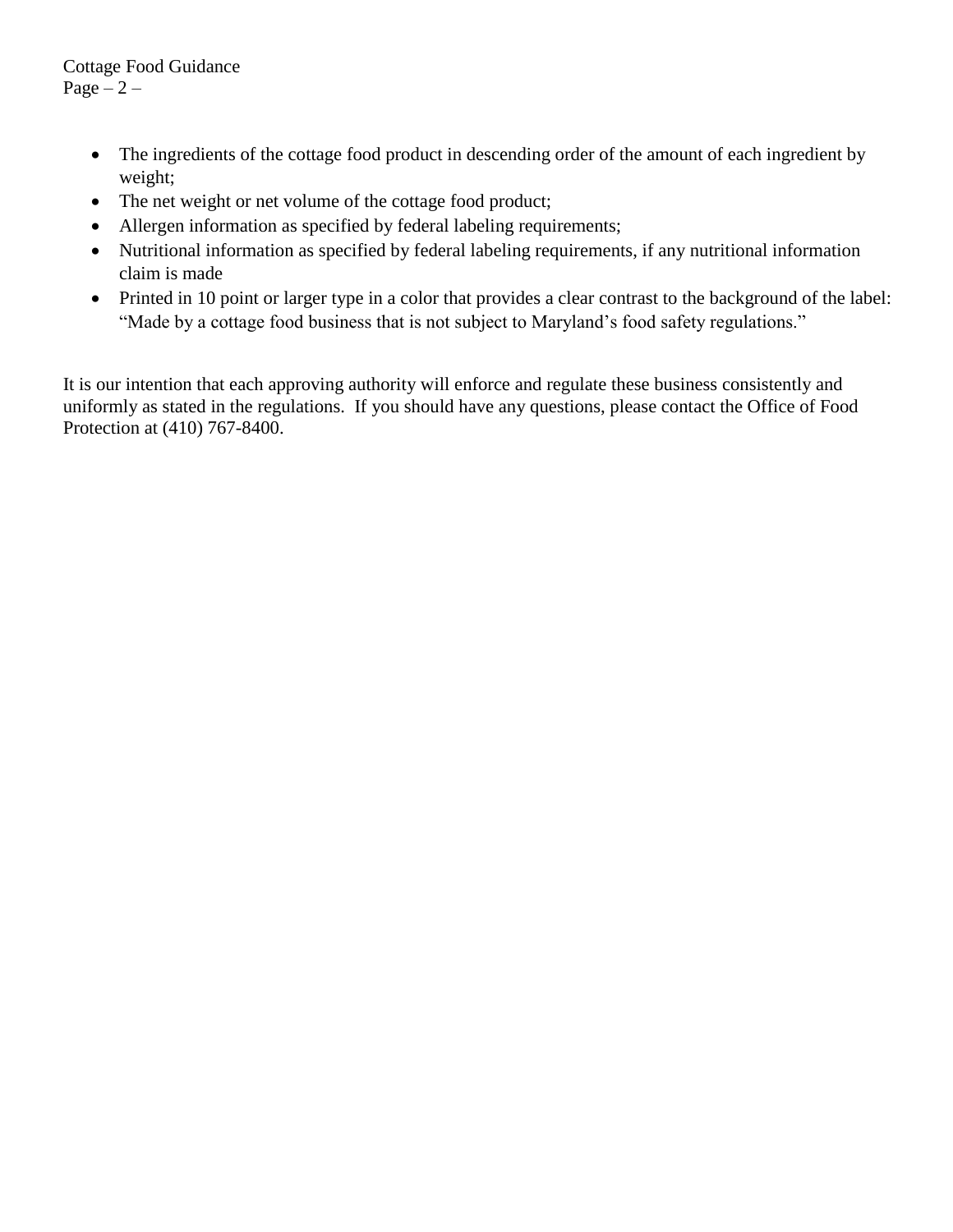- The ingredients of the cottage food product in descending order of the amount of each ingredient by weight;
- The net weight or net volume of the cottage food product;
- Allergen information as specified by federal labeling requirements;
- Nutritional information as specified by federal labeling requirements, if any nutritional information claim is made
- Printed in 10 point or larger type in a color that provides a clear contrast to the background of the label: "Made by a cottage food business that is not subject to Maryland's food safety regulations."

It is our intention that each approving authority will enforce and regulate these business consistently and uniformly as stated in the regulations. If you should have any questions, please contact the Office of Food Protection at (410) 767-8400.